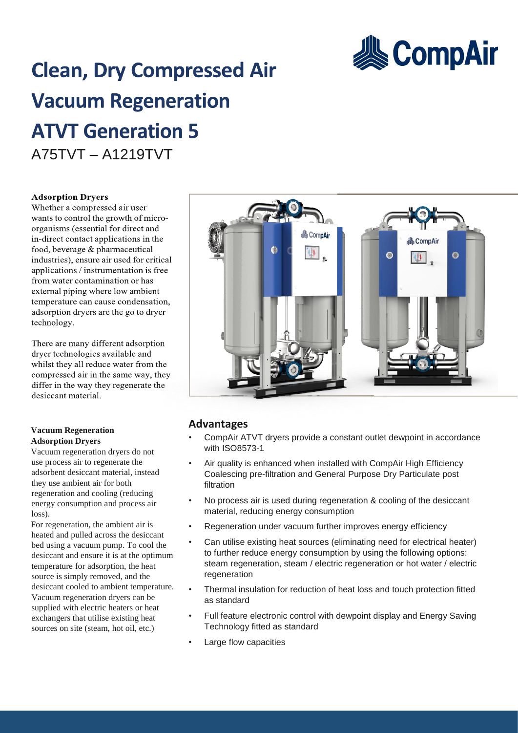# Clean, Dry Compressed Air
# Vacuum Regeneration
# ATVT Generation 5

A75TVT – A1219TVT

### Adsorption Dryers

Whether a compressed air user wants to control the growth of micro-organisms (essential for direct and in-direct contact applications in the food, beverage & pharmaceutical industries), ensure air used for critical applications / instrumentation is free from water contamination or has external piping where low ambient temperature can cause condensation, adsorption dryers are the go to dryer technology.

There are many different adsorption dryer technologies available and whilst they all reduce water from the compressed air in the same way, they differ in the way they regenerate the desiccant material.

### Vacuum Regeneration Adsorption Dryers

Vacuum regeneration dryers do not use process air to regenerate the adsorbent desiccant material, instead they use ambient air for both regeneration and cooling (reducing energy consumption and process air loss).

For regeneration, the ambient air is heated and pulled across the desiccant bed using a vacuum pump. To cool the desiccant and ensure it is at the optimum temperature for adsorption, the heat source is simply removed, and the desiccant cooled to ambient temperature. Vacuum regeneration dryers can be supplied with electric heaters or heat exchangers that utilise existing heat sources on site (steam, hot oil, etc.)

## Advantages

- CompAir ATVT dryers provide a constant outlet dewpoint in accordance with ISO8573-1
- Air quality is enhanced when installed with CompAir High Efficiency Coalescing pre-filtration and General Purpose Dry Particulate post filtration
- No process air is used during regeneration & cooling of the desiccant material, reducing energy consumption
- Regeneration under vacuum further improves energy efficiency
- Can utilise existing heat sources (eliminating need for electrical heater) to further reduce energy consumption by using the following options: steam regeneration, steam / electric regeneration or hot water / electric regeneration
- Thermal insulation for reduction of heat loss and touch protection fitted as standard
- Full feature electronic control with dewpoint display and Energy Saving Technology fitted as standard
- Large flow capacities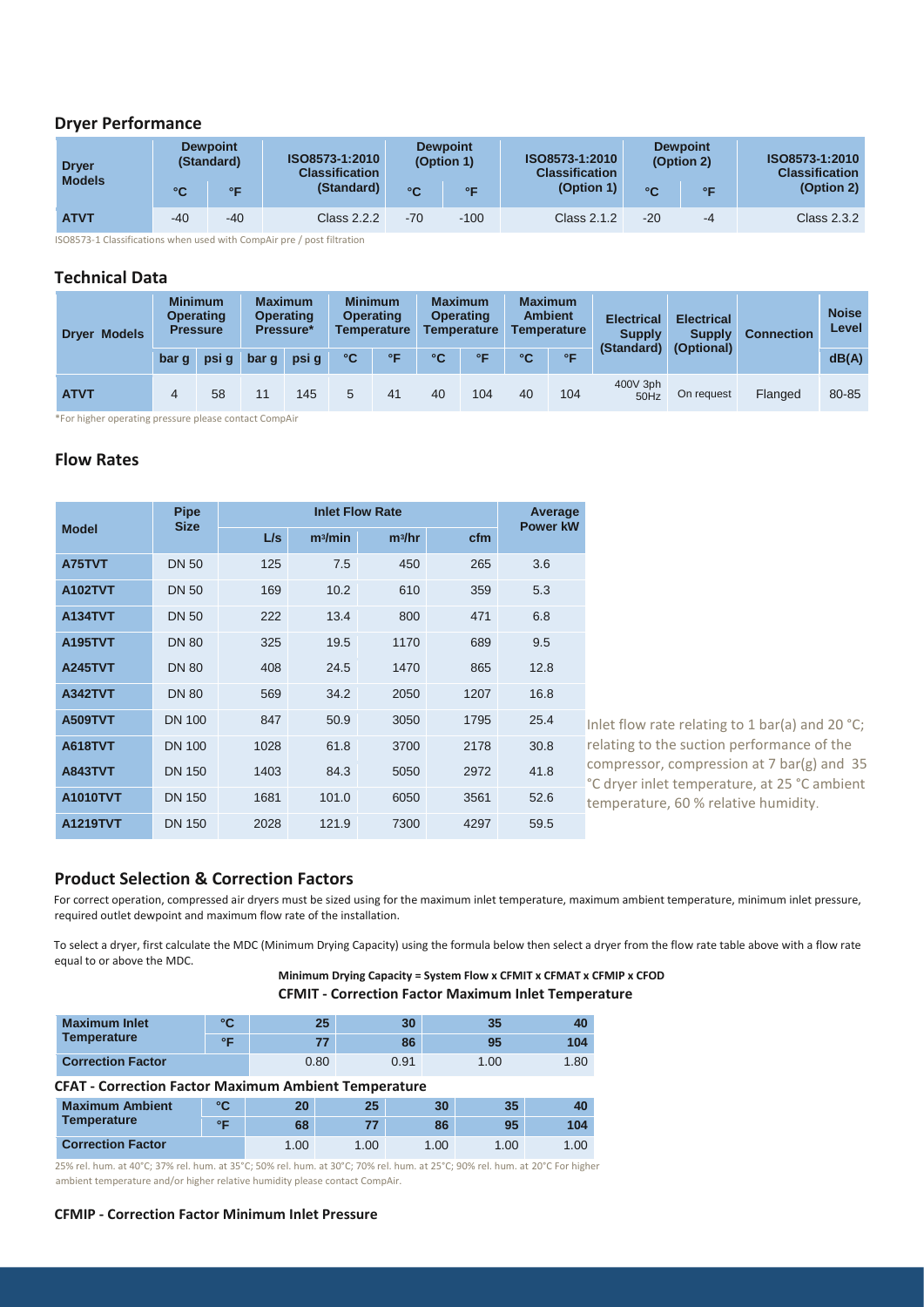## Dryer Performance

| Dryer Models | Dewpoint (Standard) | | ISO8573-1:2010 Classification (Standard) | Dewpoint (Option 1) | | ISO8573-1:2010 Classification (Option 1) | Dewpoint (Option 2) | | ISO8573-1:2010 Classification (Option 2) |
|---|---|---|---|---|---|---|---|---|---|
| | °C | °F | | °C | °F | | °C | °F | |
| **ATVT** | -40 | -40 | Class 2.2.2 | -70 | -100 | Class 2.1.2 | -20 | -4 | Class 2.3.2 |

ISO8573-1 Classifications when used with CompAir pre / post filtration

## Technical Data

| Dryer Models | Minimum Operating Pressure | | Maximum Operating Pressure* | | Minimum Operating Temperature | | Maximum Operating Temperature | | Maximum Ambient Temperature | | Electrical Supply (Standard) | Electrical Supply (Optional) | Connection | Noise Level |
|---|---|---|---|---|---|---|---|---|---|---|---|---|---|---|
| | bar g | psi g | bar g | psi g | °C | °F | °C | °F | °C | °F | | | | dB(A) |
| **ATVT** | 4 | 58 | 11 | 145 | 5 | 41 | 40 | 104 | 40 | 104 | 400V 3ph 50Hz | On request | Flanged | 80-85 |

*For higher operating pressure please contact CompAir

## Flow Rates

| Model | Pipe Size | Inlet Flow Rate | | | | Average Power kW |
|---|---|---|---|---|---|---|
| | | L/s | $m^3$/min | $m^3$/hr | cfm | |
| **A75TVT** | DN 50 | 125 | 7.5 | 450 | 265 | 3.6 |
| **A102TVT** | DN 50 | 169 | 10.2 | 610 | 359 | 5.3 |
| **A134TVT** | DN 50 | 222 | 13.4 | 800 | 471 | 6.8 |
| **A195TVT** | DN 80 | 325 | 19.5 | 1170 | 689 | 9.5 |
| **A245TVT** | DN 80 | 408 | 24.5 | 1470 | 865 | 12.8 |
| **A342TVT** | DN 80 | 569 | 34.2 | 2050 | 1207 | 16.8 |
| **A509TVT** | DN 100 | 847 | 50.9 | 3050 | 1795 | 25.4 |
| **A618TVT** | DN 100 | 1028 | 61.8 | 3700 | 2178 | 30.8 |
| **A843TVT** | DN 150 | 1403 | 84.3 | 5050 | 2972 | 41.8 |
| **A1010TVT** | DN 150 | 1681 | 101.0 | 6050 | 3561 | 52.6 |
| **A1219TVT** | DN 150 | 2028 | 121.9 | 7300 | 4297 | 59.5 |

Inlet flow rate relating to 1 bar(a) and 20 °C; relating to the suction performance of the compressor, compression at 7 bar(g) and 35 °C dryer inlet temperature, at 25 °C ambient temperature, 60 % relative humidity.

## Product Selection & Correction Factors

For correct operation, compressed air dryers must be sized using for the maximum inlet temperature, maximum ambient temperature, minimum inlet pressure, required outlet dewpoint and maximum flow rate of the installation.

To select a dryer, first calculate the MDC (Minimum Drying Capacity) using the formula below then select a dryer from the flow rate table above with a flow rate equal to or above the MDC.

**Minimum Drying Capacity = System Flow x CFMIT x CFMAT x CFMIP x CFOD**

### CFMIT - Correction Factor Maximum Inlet Temperature

| Maximum Inlet Temperature | °C | 25 | 30 | 35 | 40 |
|---|---|---|---|---|---|
| | °F | 77 | 86 | 95 | 104 |
| **Correction Factor** | | 0.80 | 0.91 | 1.00 | 1.80 |

### CFAT - Correction Factor Maximum Ambient Temperature

| Maximum Ambient Temperature | °C | 20 | 25 | 30 | 35 | 40 |
|---|---|---|---|---|---|---|
| | °F | 68 | 77 | 86 | 95 | 104 |
| **Correction Factor** | | 1.00 | 1.00 | 1.00 | 1.00 | 1.00 |

25% rel. hum. at 40°C; 37% rel. hum. at 35°C; 50% rel. hum. at 30°C; 70% rel. hum. at 25°C; 90% rel. hum. at 20°C For higher ambient temperature and/or higher relative humidity please contact CompAir.

### CFMIP - Correction Factor Minimum Inlet Pressure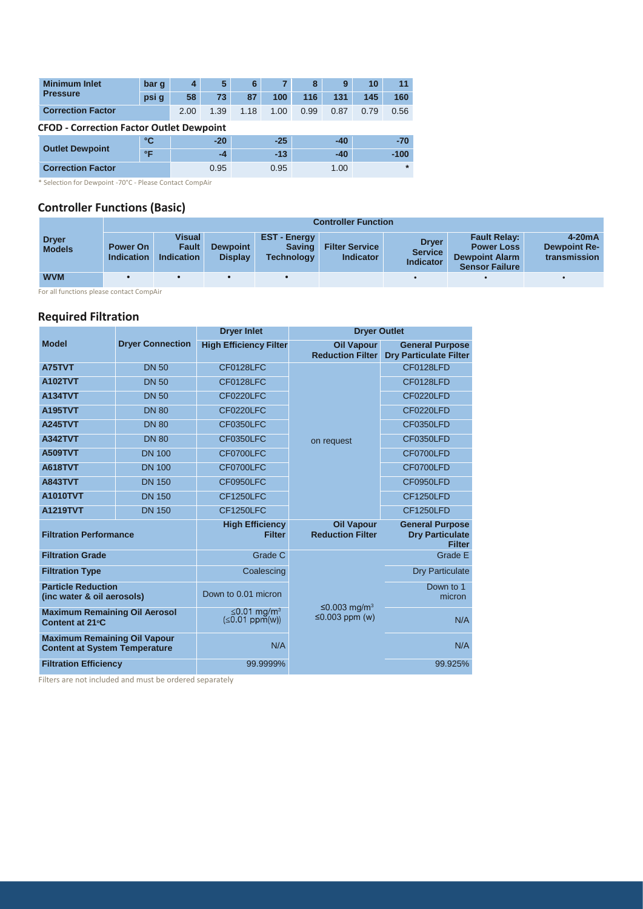| Minimum Inlet Pressure | bar g | 4 | 5 | 6 | 7 | 8 | 9 | 10 | 11 |
|---|---|---|---|---|---|---|---|---|---|
| | psi g | 58 | 73 | 87 | 100 | 116 | 131 | 145 | 160 |
| Correction Factor | | 2.00 | 1.39 | 1.18 | 1.00 | 0.99 | 0.87 | 0.79 | 0.56 |

**CFOD - Correction Factor Outlet Dewpoint**

| Outlet Dewpoint | °C | -20 | -25 | -40 | -70 |
|---|---|---|---|---|---|
| | °F | -4 | -13 | -40 | -100 |
| Correction Factor | | 0.95 | 0.95 | 1.00 | * |

* Selection for Dewpoint -70°C - Please Contact CompAir

## Controller Functions (Basic)

| Dryer Models | Controller Function | | | | | | | |
|---|---|---|---|---|---|---|---|---|
| | Power On Indication | Visual Fault Indication | Dewpoint Display | EST - Energy Saving Technology | Filter Service Indicator | Dryer Service Indicator | Fault Relay: Power Loss Dewpoint Alarm Sensor Failure | 4-20mA Dewpoint Re-transmission |
| WVM | • | • | • | • | | • | • | • |

For all functions please contact CompAir

## Required Filtration

| Model | Dryer Connection | Dryer Inlet | Dryer Outlet | |
|---|---|---|---|---|
| | | High Efficiency Filter | Oil Vapour Reduction Filter | General Purpose Dry Particulate Filter |
| A75TVT | DN 50 | CF0128LFC | on request | CF0128LFD |
| A102TVT | DN 50 | CF0128LFC | on request | CF0128LFD |
| A134TVT | DN 50 | CF0220LFC | on request | CF0220LFD |
| A195TVT | DN 80 | CF0220LFC | on request | CF0220LFD |
| A245TVT | DN 80 | CF0350LFC | on request | CF0350LFD |
| A342TVT | DN 80 | CF0350LFC | on request | CF0350LFD |
| A509TVT | DN 100 | CF0700LFC | on request | CF0700LFD |
| A618TVT | DN 100 | CF0700LFC | on request | CF0700LFD |
| A843TVT | DN 150 | CF0950LFC | on request | CF0950LFD |
| A1010TVT | DN 150 | CF1250LFC | on request | CF1250LFD |
| A1219TVT | DN 150 | CF1250LFC | on request | CF1250LFD |

| Filtration Performance | High Efficiency Filter | Oil Vapour Reduction Filter | General Purpose Dry Particulate Filter |
|---|---|---|---|
| Filtration Grade | Grade C | | Grade E |
| Filtration Type | Coalescing | | Dry Particulate |
| Particle Reduction (inc water & oil aerosols) | Down to 0.01 micron | | Down to 1 micron |
| Maximum Remaining Oil Aerosol Content at 21°C | ≤0.01 mg/m³ (≤0.01 ppm(w)) | ≤0.003 mg/m³ ≤0.003 ppm (w) | N/A |
| Maximum Remaining Oil Vapour Content at System Temperature | N/A | | N/A |
| Filtration Efficiency | 99.9999% | | 99.925% |

Filters are not included and must be ordered separately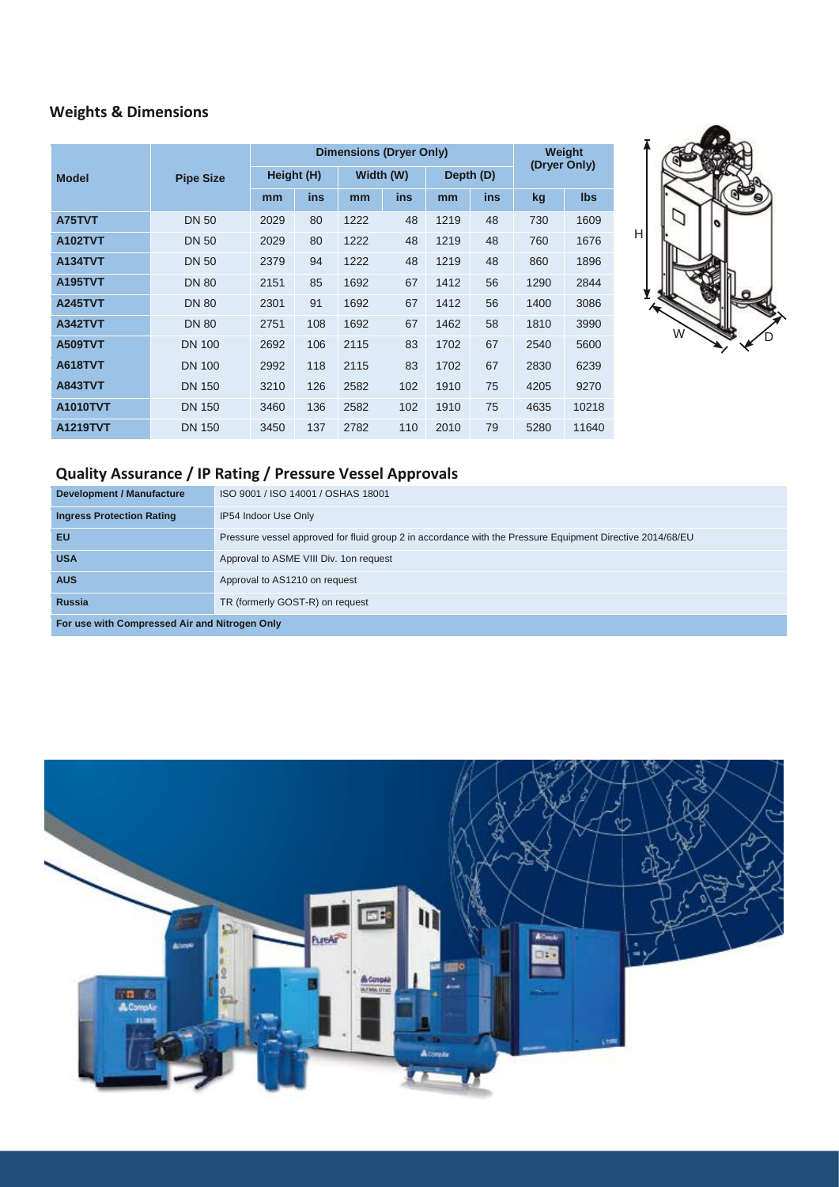## Weights & Dimensions

| Model | Pipe Size | Dimensions (Dryer Only) | | | | | | Weight (Dryer Only) | |
|---|---|---|---|---|---|---|---|---|---|
| | | Height (H) | | Width (W) | | Depth (D) | | | |
| | | mm | ins | mm | ins | mm | ins | kg | lbs |
| **A75TVT** | DN 50 | 2029 | 80 | 1222 | 48 | 1219 | 48 | 730 | 1609 |
| **A102TVT** | DN 50 | 2029 | 80 | 1222 | 48 | 1219 | 48 | 760 | 1676 |
| **A134TVT** | DN 50 | 2379 | 94 | 1222 | 48 | 1219 | 48 | 860 | 1896 |
| **A195TVT** | DN 80 | 2151 | 85 | 1692 | 67 | 1412 | 56 | 1290 | 2844 |
| **A245TVT** | DN 80 | 2301 | 91 | 1692 | 67 | 1412 | 56 | 1400 | 3086 |
| **A342TVT** | DN 80 | 2751 | 108 | 1692 | 67 | 1462 | 58 | 1810 | 3990 |
| **A509TVT** | DN 100 | 2692 | 106 | 2115 | 83 | 1702 | 67 | 2540 | 5600 |
| **A618TVT** | DN 100 | 2992 | 118 | 2115 | 83 | 1702 | 67 | 2830 | 6239 |
| **A843TVT** | DN 150 | 3210 | 126 | 2582 | 102 | 1910 | 75 | 4205 | 9270 |
| **A1010TVT** | DN 150 | 3460 | 136 | 2582 | 102 | 1910 | 75 | 4635 | 10218 |
| **A1219TVT** | DN 150 | 3450 | 137 | 2782 | 110 | 2010 | 79 | 5280 | 11640 |

H

W

D

## Quality Assurance / IP Rating / Pressure Vessel Approvals

| | |
|---|---|
| **Development / Manufacture** | ISO 9001 / ISO 14001 / OSHAS 18001 |
| **Ingress Protection Rating** | IP54 Indoor Use Only |
| **EU** | Pressure vessel approved for fluid group 2 in accordance with the Pressure Equipment Directive 2014/68/EU |
| **USA** | Approval to ASME VIII Div. 1on request |
| **AUS** | Approval to AS1210 on request |
| **Russia** | TR (formerly GOST-R) on request |
| **For use with Compressed Air and Nitrogen Only** | |